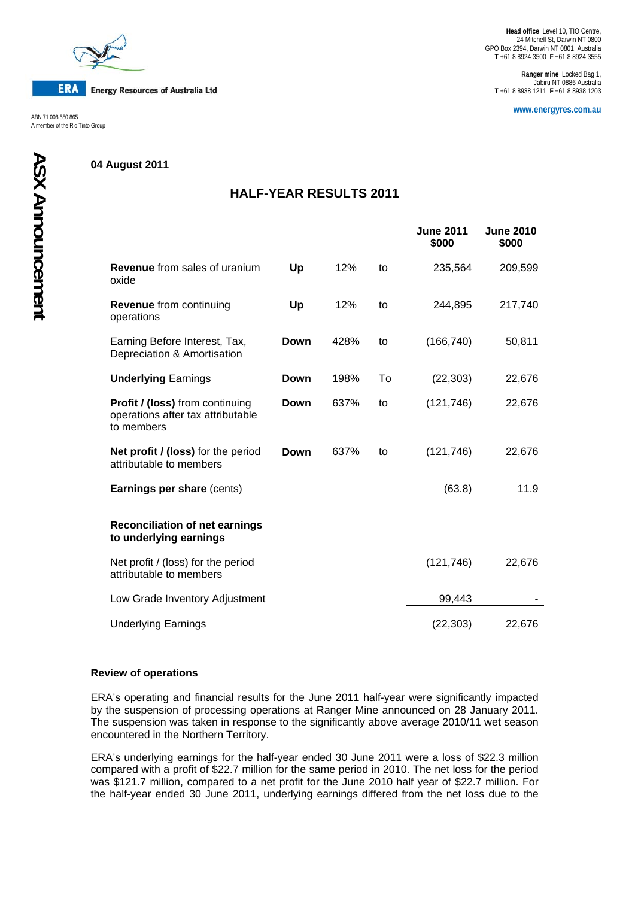ERA Energy Resources of Australia Ltd

ABN 71 008 550 865
A member of the Rio Tinto Group

**Head office** Level 10, TIO Centre, 24 Mitchell St, Darwin NT 0800
GPO Box 2394, Darwin NT 0801, Australia
**T** +61 8 8924 3500 **F** +61 8 8924 3555

**Ranger mine** Locked Bag 1, Jabiru NT 0886 Australia
**T** +61 8 8938 1211 **F** +61 8 8938 1203

www.energyres.com.au

**ASX Announcement**

**04 August 2011**

## HALF-YEAR RESULTS 2011

| | | | | June 2011 $000 | June 2010 $000 |
|---|---|---|---|---|---|
| **Revenue** from sales of uranium oxide | **Up** | 12% | to | 235,564 | 209,599 |
| **Revenue** from continuing operations | **Up** | 12% | to | 244,895 | 217,740 |
| Earning Before Interest, Tax, Depreciation & Amortisation | **Down** | 428% | to | (166,740) | 50,811 |
| **Underlying** Earnings | **Down** | 198% | To | (22,303) | 22,676 |
| **Profit / (loss)** from continuing operations after tax attributable to members | **Down** | 637% | to | (121,746) | 22,676 |
| **Net profit / (loss)** for the period attributable to members | **Down** | 637% | to | (121,746) | 22,676 |
| **Earnings per share** (cents) | | | | (63.8) | 11.9 |
| **Reconciliation of net earnings to underlying earnings** | | | | | |
| Net profit / (loss) for the period attributable to members | | | | (121,746) | 22,676 |
| Low Grade Inventory Adjustment | | | | 99,443 | - |
| Underlying Earnings | | | | (22,303) | 22,676 |

**Review of operations**

ERA's operating and financial results for the June 2011 half-year were significantly impacted by the suspension of processing operations at Ranger Mine announced on 28 January 2011. The suspension was taken in response to the significantly above average 2010/11 wet season encountered in the Northern Territory.

ERA's underlying earnings for the half-year ended 30 June 2011 were a loss of $22.3 million compared with a profit of $22.7 million for the same period in 2010. The net loss for the period was $121.7 million, compared to a net profit for the June 2010 half year of $22.7 million. For the half-year ended 30 June 2011, underlying earnings differed from the net loss due to the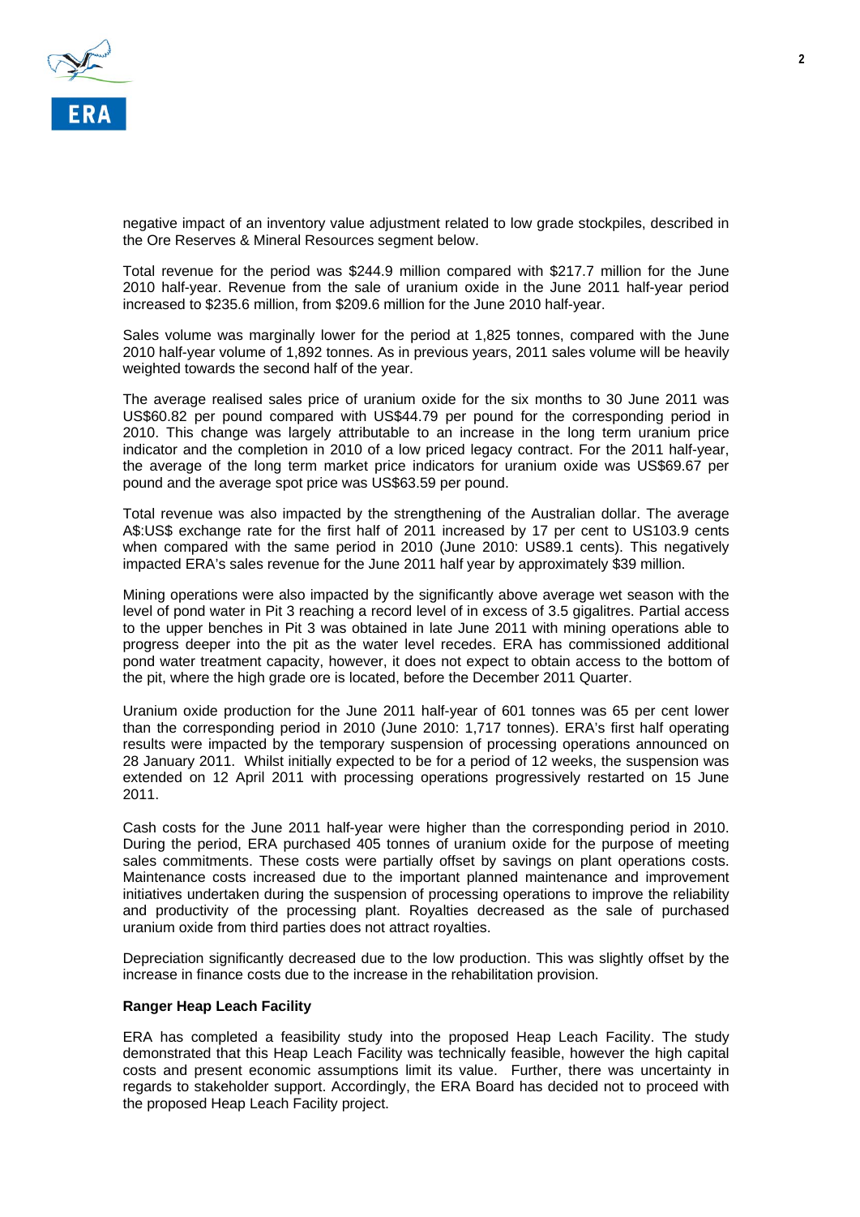negative impact of an inventory value adjustment related to low grade stockpiles, described in the Ore Reserves & Mineral Resources segment below.

Total revenue for the period was $244.9 million compared with $217.7 million for the June 2010 half-year. Revenue from the sale of uranium oxide in the June 2011 half-year period increased to $235.6 million, from $209.6 million for the June 2010 half-year.

Sales volume was marginally lower for the period at 1,825 tonnes, compared with the June 2010 half-year volume of 1,892 tonnes. As in previous years, 2011 sales volume will be heavily weighted towards the second half of the year.

The average realised sales price of uranium oxide for the six months to 30 June 2011 was US$60.82 per pound compared with US$44.79 per pound for the corresponding period in 2010. This change was largely attributable to an increase in the long term uranium price indicator and the completion in 2010 of a low priced legacy contract. For the 2011 half-year, the average of the long term market price indicators for uranium oxide was US$69.67 per pound and the average spot price was US$63.59 per pound.

Total revenue was also impacted by the strengthening of the Australian dollar. The average A$:US$ exchange rate for the first half of 2011 increased by 17 per cent to US103.9 cents when compared with the same period in 2010 (June 2010: US89.1 cents). This negatively impacted ERA's sales revenue for the June 2011 half year by approximately $39 million.

Mining operations were also impacted by the significantly above average wet season with the level of pond water in Pit 3 reaching a record level of in excess of 3.5 gigalitres. Partial access to the upper benches in Pit 3 was obtained in late June 2011 with mining operations able to progress deeper into the pit as the water level recedes. ERA has commissioned additional pond water treatment capacity, however, it does not expect to obtain access to the bottom of the pit, where the high grade ore is located, before the December 2011 Quarter.

Uranium oxide production for the June 2011 half-year of 601 tonnes was 65 per cent lower than the corresponding period in 2010 (June 2010: 1,717 tonnes). ERA's first half operating results were impacted by the temporary suspension of processing operations announced on 28 January 2011. Whilst initially expected to be for a period of 12 weeks, the suspension was extended on 12 April 2011 with processing operations progressively restarted on 15 June 2011.

Cash costs for the June 2011 half-year were higher than the corresponding period in 2010. During the period, ERA purchased 405 tonnes of uranium oxide for the purpose of meeting sales commitments. These costs were partially offset by savings on plant operations costs. Maintenance costs increased due to the important planned maintenance and improvement initiatives undertaken during the suspension of processing operations to improve the reliability and productivity of the processing plant. Royalties decreased as the sale of purchased uranium oxide from third parties does not attract royalties.

Depreciation significantly decreased due to the low production. This was slightly offset by the increase in finance costs due to the increase in the rehabilitation provision.

**Ranger Heap Leach Facility**

ERA has completed a feasibility study into the proposed Heap Leach Facility. The study demonstrated that this Heap Leach Facility was technically feasible, however the high capital costs and present economic assumptions limit its value. Further, there was uncertainty in regards to stakeholder support. Accordingly, the ERA Board has decided not to proceed with the proposed Heap Leach Facility project.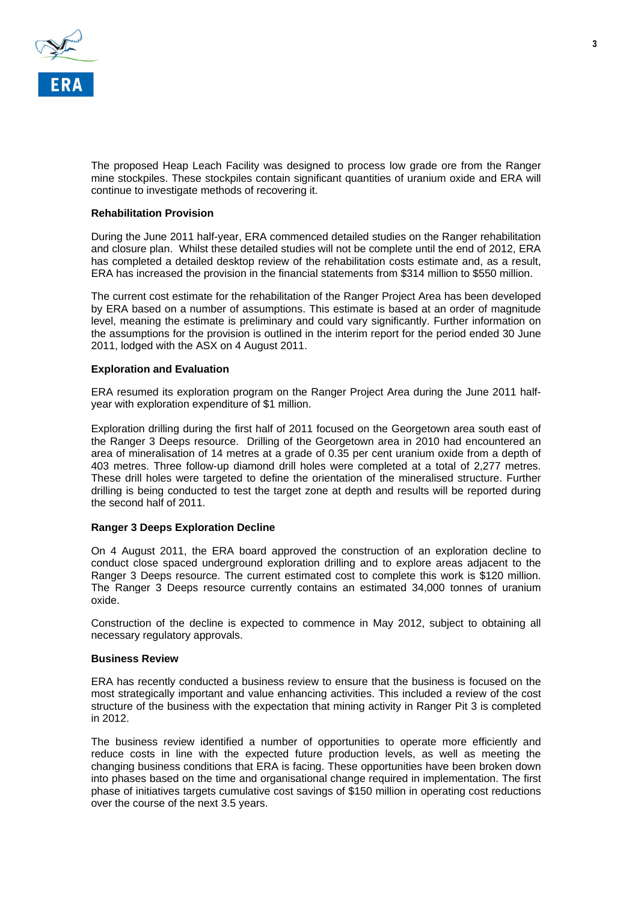The proposed Heap Leach Facility was designed to process low grade ore from the Ranger mine stockpiles. These stockpiles contain significant quantities of uranium oxide and ERA will continue to investigate methods of recovering it.

**Rehabilitation Provision**

During the June 2011 half-year, ERA commenced detailed studies on the Ranger rehabilitation and closure plan. Whilst these detailed studies will not be complete until the end of 2012, ERA has completed a detailed desktop review of the rehabilitation costs estimate and, as a result, ERA has increased the provision in the financial statements from $314 million to $550 million.

The current cost estimate for the rehabilitation of the Ranger Project Area has been developed by ERA based on a number of assumptions. This estimate is based at an order of magnitude level, meaning the estimate is preliminary and could vary significantly. Further information on the assumptions for the provision is outlined in the interim report for the period ended 30 June 2011, lodged with the ASX on 4 August 2011.

**Exploration and Evaluation**

ERA resumed its exploration program on the Ranger Project Area during the June 2011 half-year with exploration expenditure of $1 million.

Exploration drilling during the first half of 2011 focused on the Georgetown area south east of the Ranger 3 Deeps resource. Drilling of the Georgetown area in 2010 had encountered an area of mineralisation of 14 metres at a grade of 0.35 per cent uranium oxide from a depth of 403 metres. Three follow-up diamond drill holes were completed at a total of 2,277 metres. These drill holes were targeted to define the orientation of the mineralised structure. Further drilling is being conducted to test the target zone at depth and results will be reported during the second half of 2011.

**Ranger 3 Deeps Exploration Decline**

On 4 August 2011, the ERA board approved the construction of an exploration decline to conduct close spaced underground exploration drilling and to explore areas adjacent to the Ranger 3 Deeps resource. The current estimated cost to complete this work is $120 million. The Ranger 3 Deeps resource currently contains an estimated 34,000 tonnes of uranium oxide.

Construction of the decline is expected to commence in May 2012, subject to obtaining all necessary regulatory approvals.

**Business Review**

ERA has recently conducted a business review to ensure that the business is focused on the most strategically important and value enhancing activities. This included a review of the cost structure of the business with the expectation that mining activity in Ranger Pit 3 is completed in 2012.

The business review identified a number of opportunities to operate more efficiently and reduce costs in line with the expected future production levels, as well as meeting the changing business conditions that ERA is facing. These opportunities have been broken down into phases based on the time and organisational change required in implementation. The first phase of initiatives targets cumulative cost savings of $150 million in operating cost reductions over the course of the next 3.5 years.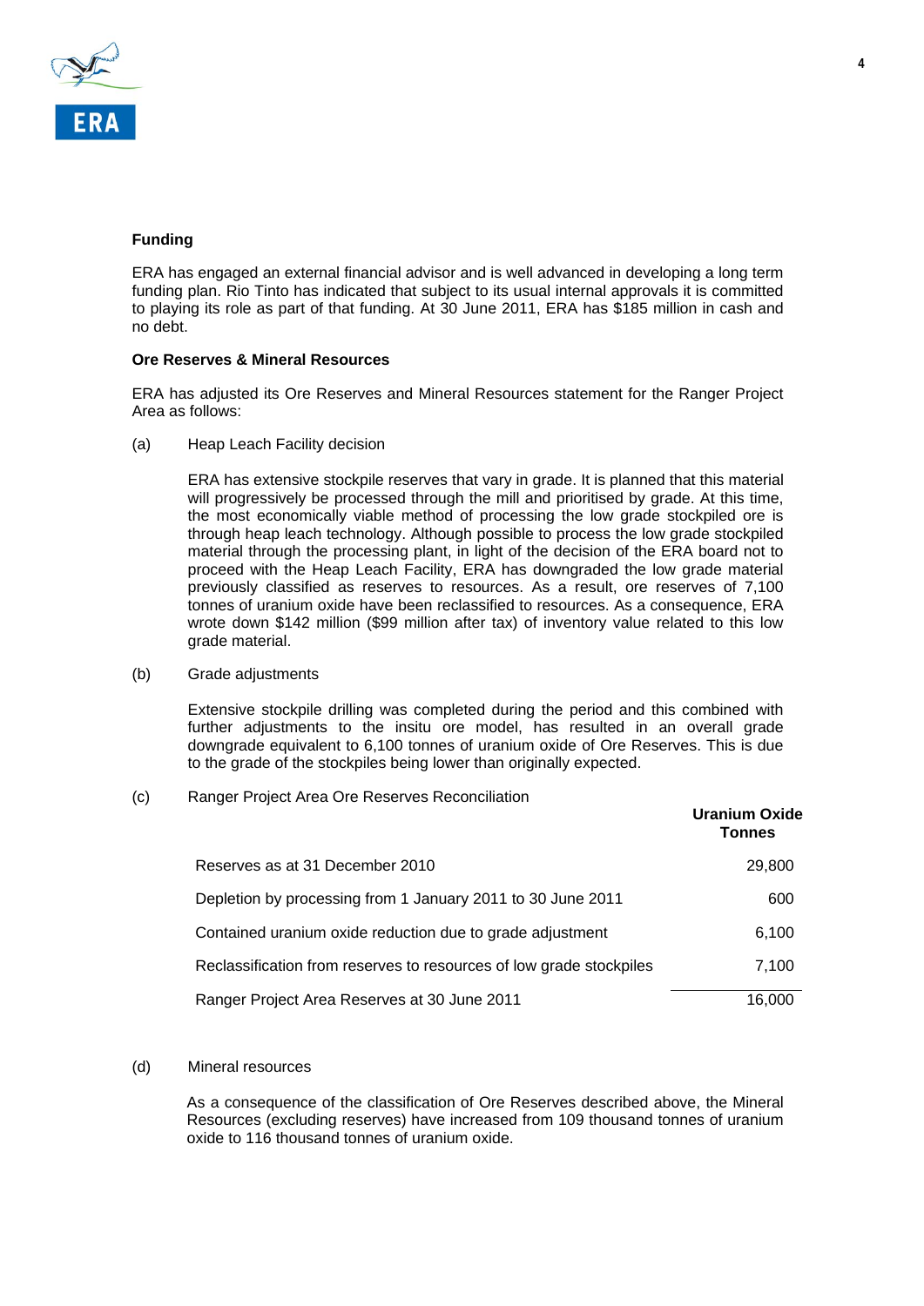### Funding

ERA has engaged an external financial advisor and is well advanced in developing a long term funding plan. Rio Tinto has indicated that subject to its usual internal approvals it is committed to playing its role as part of that funding. At 30 June 2011, ERA has $185 million in cash and no debt.

### Ore Reserves & Mineral Resources

ERA has adjusted its Ore Reserves and Mineral Resources statement for the Ranger Project Area as follows:

(a) Heap Leach Facility decision

ERA has extensive stockpile reserves that vary in grade. It is planned that this material will progressively be processed through the mill and prioritised by grade. At this time, the most economically viable method of processing the low grade stockpiled ore is through heap leach technology. Although possible to process the low grade stockpiled material through the processing plant, in light of the decision of the ERA board not to proceed with the Heap Leach Facility, ERA has downgraded the low grade material previously classified as reserves to resources. As a result, ore reserves of 7,100 tonnes of uranium oxide have been reclassified to resources. As a consequence, ERA wrote down $142 million ($99 million after tax) of inventory value related to this low grade material.

(b) Grade adjustments

Extensive stockpile drilling was completed during the period and this combined with further adjustments to the insitu ore model, has resulted in an overall grade downgrade equivalent to 6,100 tonnes of uranium oxide of Ore Reserves. This is due to the grade of the stockpiles being lower than originally expected.

(c) Ranger Project Area Ore Reserves Reconciliation

| | Uranium Oxide Tonnes |
|---|---|
| Reserves as at 31 December 2010 | 29,800 |
| Depletion by processing from 1 January 2011 to 30 June 2011 | 600 |
| Contained uranium oxide reduction due to grade adjustment | 6,100 |
| Reclassification from reserves to resources of low grade stockpiles | 7,100 |
| Ranger Project Area Reserves at 30 June 2011 | 16,000 |

(d) Mineral resources

As a consequence of the classification of Ore Reserves described above, the Mineral Resources (excluding reserves) have increased from 109 thousand tonnes of uranium oxide to 116 thousand tonnes of uranium oxide.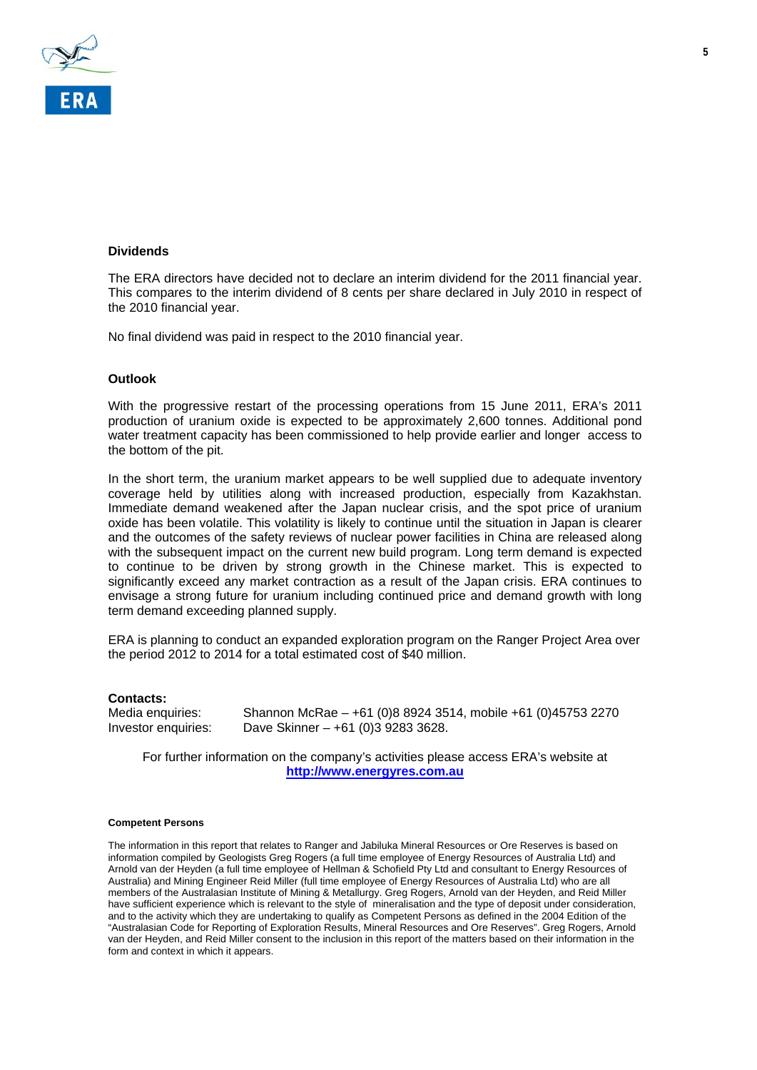## Dividends

The ERA directors have decided not to declare an interim dividend for the 2011 financial year. This compares to the interim dividend of 8 cents per share declared in July 2010 in respect of the 2010 financial year.

No final dividend was paid in respect to the 2010 financial year.

## Outlook

With the progressive restart of the processing operations from 15 June 2011, ERA's 2011 production of uranium oxide is expected to be approximately 2,600 tonnes. Additional pond water treatment capacity has been commissioned to help provide earlier and longer access to the bottom of the pit.

In the short term, the uranium market appears to be well supplied due to adequate inventory coverage held by utilities along with increased production, especially from Kazakhstan. Immediate demand weakened after the Japan nuclear crisis, and the spot price of uranium oxide has been volatile. This volatility is likely to continue until the situation in Japan is clearer and the outcomes of the safety reviews of nuclear power facilities in China are released along with the subsequent impact on the current new build program. Long term demand is expected to continue to be driven by strong growth in the Chinese market. This is expected to significantly exceed any market contraction as a result of the Japan crisis. ERA continues to envisage a strong future for uranium including continued price and demand growth with long term demand exceeding planned supply.

ERA is planning to conduct an expanded exploration program on the Ranger Project Area over the period 2012 to 2014 for a total estimated cost of $40 million.

**Contacts:**

Media enquiries: Shannon McRae – +61 (0)8 8924 3514, mobile +61 (0)45753 2270

Investor enquiries: Dave Skinner – +61 (0)3 9283 3628.

For further information on the company's activities please access ERA's website at **http://www.energyres.com.au**

#### Competent Persons

The information in this report that relates to Ranger and Jabiluka Mineral Resources or Ore Reserves is based on information compiled by Geologists Greg Rogers (a full time employee of Energy Resources of Australia Ltd) and Arnold van der Heyden (a full time employee of Hellman & Schofield Pty Ltd and consultant to Energy Resources of Australia) and Mining Engineer Reid Miller (full time employee of Energy Resources of Australia Ltd) who are all members of the Australasian Institute of Mining & Metallurgy. Greg Rogers, Arnold van der Heyden, and Reid Miller have sufficient experience which is relevant to the style of mineralisation and the type of deposit under consideration, and to the activity which they are undertaking to qualify as Competent Persons as defined in the 2004 Edition of the "Australasian Code for Reporting of Exploration Results, Mineral Resources and Ore Reserves". Greg Rogers, Arnold van der Heyden, and Reid Miller consent to the inclusion in this report of the matters based on their information in the form and context in which it appears.